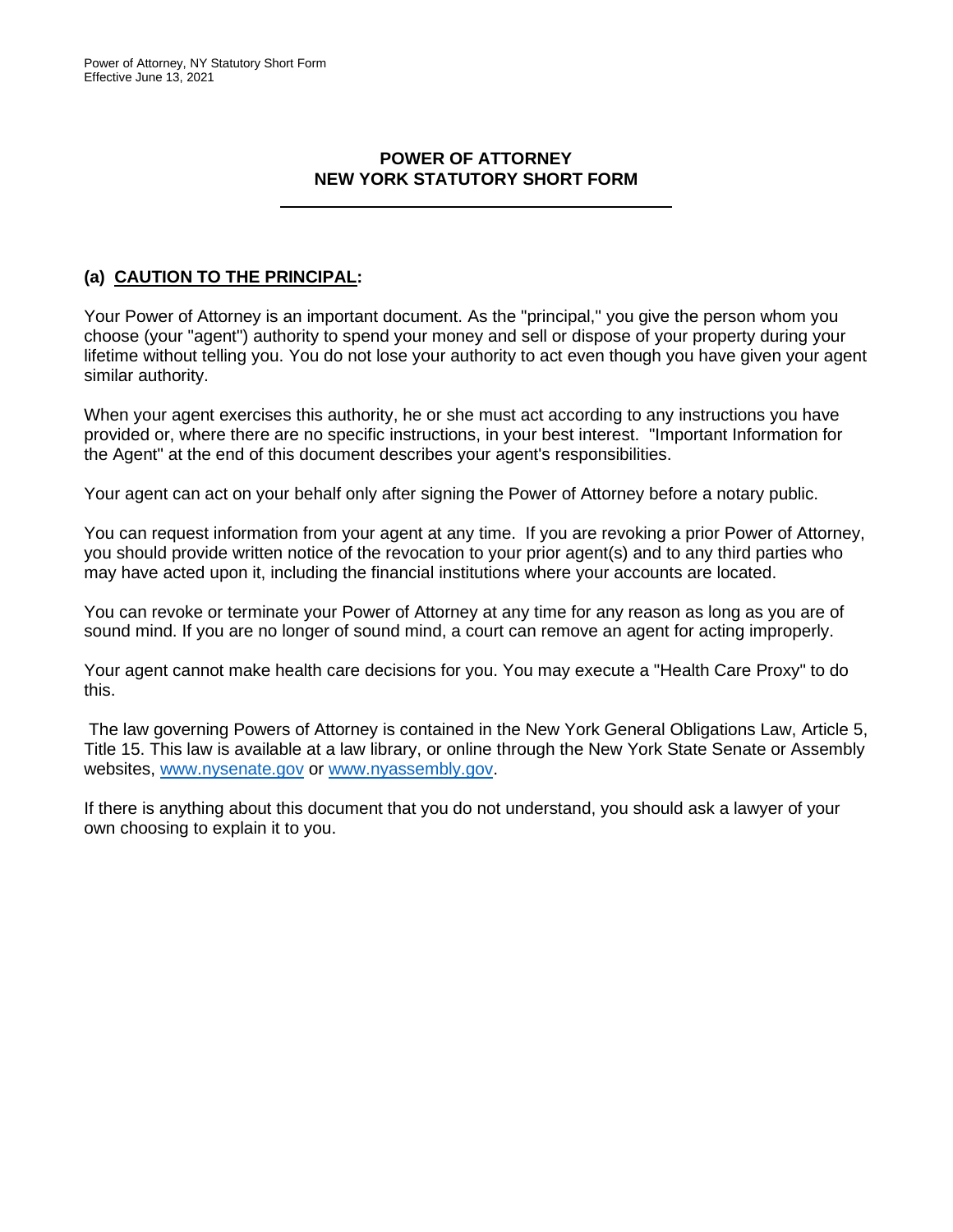# POWER OF ATTORNEY
# NEW YORK STATUTORY SHORT FORM

## (a) CAUTION TO THE PRINCIPAL:

Your Power of Attorney is an important document. As the "principal," you give the person whom you choose (your "agent") authority to spend your money and sell or dispose of your property during your lifetime without telling you. You do not lose your authority to act even though you have given your agent similar authority.

When your agent exercises this authority, he or she must act according to any instructions you have provided or, where there are no specific instructions, in your best interest. "Important Information for the Agent" at the end of this document describes your agent's responsibilities.

Your agent can act on your behalf only after signing the Power of Attorney before a notary public.

You can request information from your agent at any time. If you are revoking a prior Power of Attorney, you should provide written notice of the revocation to your prior agent(s) and to any third parties who may have acted upon it, including the financial institutions where your accounts are located.

You can revoke or terminate your Power of Attorney at any time for any reason as long as you are of sound mind. If you are no longer of sound mind, a court can remove an agent for acting improperly.

Your agent cannot make health care decisions for you. You may execute a "Health Care Proxy" to do this.

The law governing Powers of Attorney is contained in the New York General Obligations Law, Article 5, Title 15. This law is available at a law library, or online through the New York State Senate or Assembly websites, www.nysenate.gov or www.nyassembly.gov.

If there is anything about this document that you do not understand, you should ask a lawyer of your own choosing to explain it to you.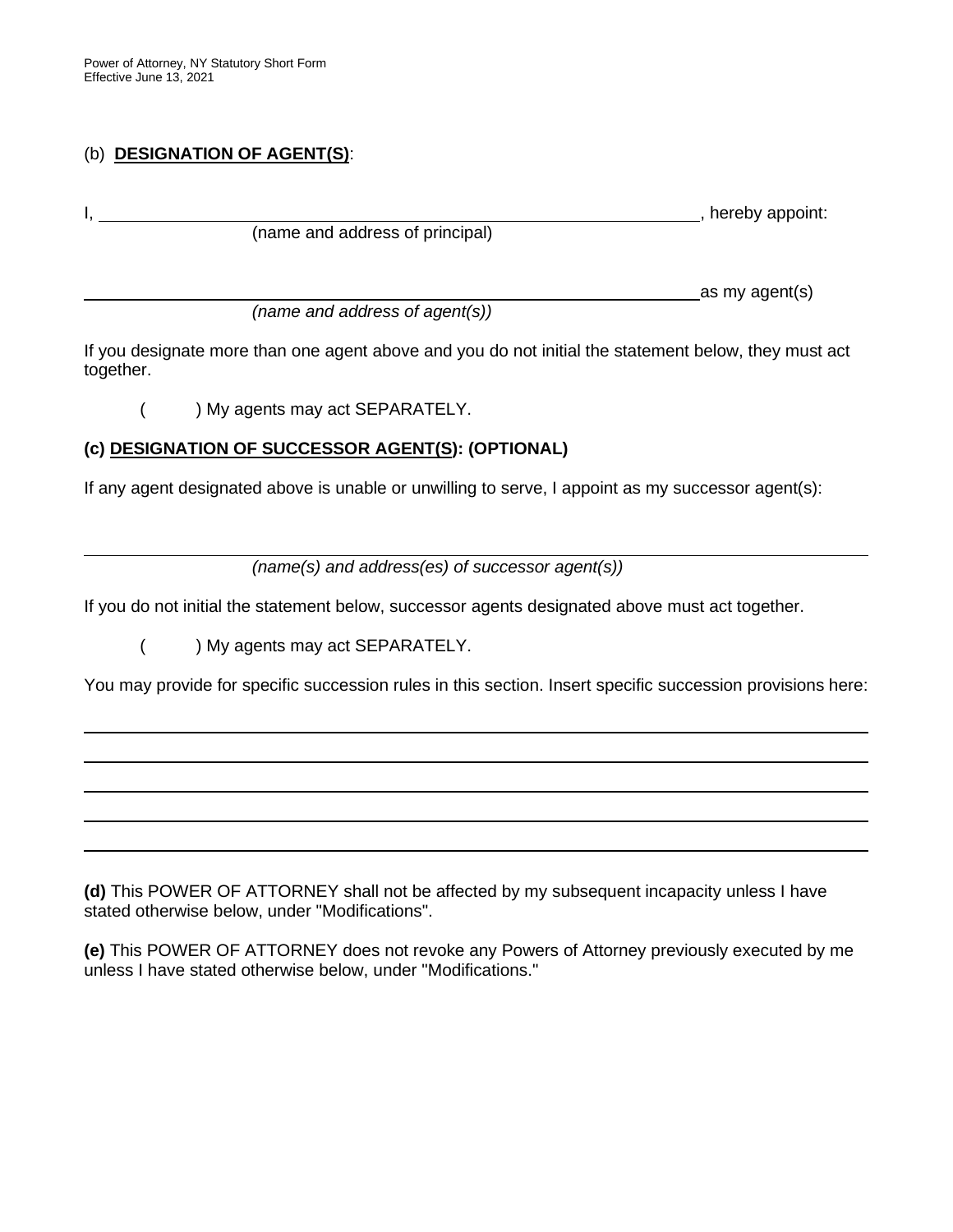(b) **DESIGNATION OF AGENT(S)**:

I, \_\_\_\_\_\_\_\_\_\_\_\_\_\_\_\_\_\_\_\_\_\_\_\_\_\_\_\_\_\_\_\_\_\_\_\_\_\_\_\_\_\_\_\_\_\_\_\_\_\_\_\_\_\_\_\_, hereby appoint:
(name and address of principal)

\_\_\_\_\_\_\_\_\_\_\_\_\_\_\_\_\_\_\_\_\_\_\_\_\_\_\_\_\_\_\_\_\_\_\_\_\_\_\_\_\_\_\_\_\_\_\_\_\_\_\_\_\_\_\_\_\_\_\_\_ as my agent(s)
*(name and address of agent(s))*

If you designate more than one agent above and you do not initial the statement below, they must act together.

(      ) My agents may act SEPARATELY.

**(c) DESIGNATION OF SUCCESSOR AGENT(S): (OPTIONAL)**

If any agent designated above is unable or unwilling to serve, I appoint as my successor agent(s):

\_\_\_\_\_\_\_\_\_\_\_\_\_\_\_\_\_\_\_\_\_\_\_\_\_\_\_\_\_\_\_\_\_\_\_\_\_\_\_\_\_\_\_\_\_\_\_\_\_\_\_\_\_\_\_\_\_\_\_\_\_\_\_\_\_\_\_\_
*(name(s) and address(es) of successor agent(s))*

If you do not initial the statement below, successor agents designated above must act together.

(      ) My agents may act SEPARATELY.

You may provide for specific succession rules in this section. Insert specific succession provisions here:

\_\_\_\_\_\_\_\_\_\_\_\_\_\_\_\_\_\_\_\_\_\_\_\_\_\_\_\_\_\_\_\_\_\_\_\_\_\_\_\_\_\_\_\_\_\_\_\_\_\_\_\_\_\_\_\_\_\_\_\_\_\_\_\_\_\_\_\_

\_\_\_\_\_\_\_\_\_\_\_\_\_\_\_\_\_\_\_\_\_\_\_\_\_\_\_\_\_\_\_\_\_\_\_\_\_\_\_\_\_\_\_\_\_\_\_\_\_\_\_\_\_\_\_\_\_\_\_\_\_\_\_\_\_\_\_\_

\_\_\_\_\_\_\_\_\_\_\_\_\_\_\_\_\_\_\_\_\_\_\_\_\_\_\_\_\_\_\_\_\_\_\_\_\_\_\_\_\_\_\_\_\_\_\_\_\_\_\_\_\_\_\_\_\_\_\_\_\_\_\_\_\_\_\_\_

\_\_\_\_\_\_\_\_\_\_\_\_\_\_\_\_\_\_\_\_\_\_\_\_\_\_\_\_\_\_\_\_\_\_\_\_\_\_\_\_\_\_\_\_\_\_\_\_\_\_\_\_\_\_\_\_\_\_\_\_\_\_\_\_\_\_\_\_

\_\_\_\_\_\_\_\_\_\_\_\_\_\_\_\_\_\_\_\_\_\_\_\_\_\_\_\_\_\_\_\_\_\_\_\_\_\_\_\_\_\_\_\_\_\_\_\_\_\_\_\_\_\_\_\_\_\_\_\_\_\_\_\_\_\_\_\_

**(d)** This POWER OF ATTORNEY shall not be affected by my subsequent incapacity unless I have stated otherwise below, under "Modifications".

**(e)** This POWER OF ATTORNEY does not revoke any Powers of Attorney previously executed by me unless I have stated otherwise below, under "Modifications."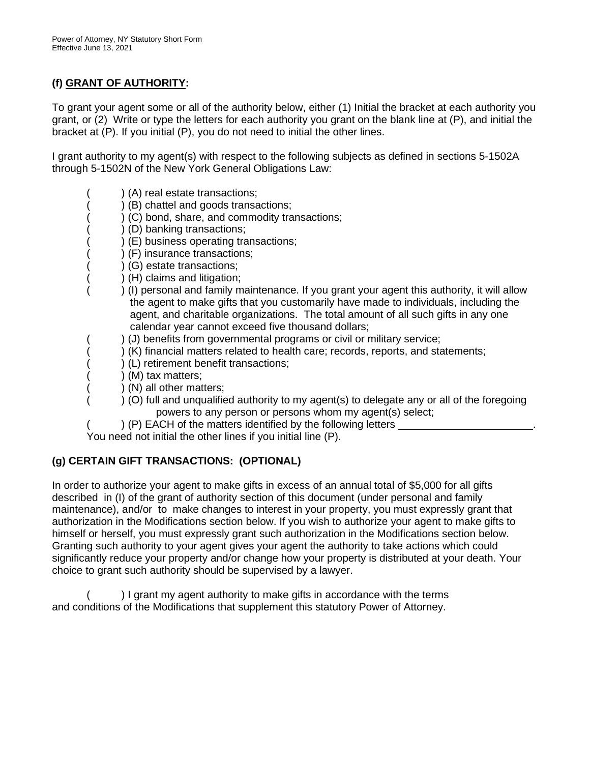## (f) GRANT OF AUTHORITY:

To grant your agent some or all of the authority below, either (1) Initial the bracket at each authority you grant, or (2) Write or type the letters for each authority you grant on the blank line at (P), and initial the bracket at (P). If you initial (P), you do not need to initial the other lines.

I grant authority to my agent(s) with respect to the following subjects as defined in sections 5-1502A through 5-1502N of the New York General Obligations Law:

( ) (A) real estate transactions;  
( ) (B) chattel and goods transactions;  
( ) (C) bond, share, and commodity transactions;  
( ) (D) banking transactions;  
( ) (E) business operating transactions;  
( ) (F) insurance transactions;  
( ) (G) estate transactions;  
( ) (H) claims and litigation;  
( ) (I) personal and family maintenance. If you grant your agent this authority, it will allow the agent to make gifts that you customarily have made to individuals, including the agent, and charitable organizations. The total amount of all such gifts in any one calendar year cannot exceed five thousand dollars;  
( ) (J) benefits from governmental programs or civil or military service;  
( ) (K) financial matters related to health care; records, reports, and statements;  
( ) (L) retirement benefit transactions;  
( ) (M) tax matters;  
( ) (N) all other matters;  
( ) (O) full and unqualified authority to my agent(s) to delegate any or all of the foregoing powers to any person or persons whom my agent(s) select;  
( ) (P) EACH of the matters identified by the following letters \_\_\_\_\_\_\_\_\_\_\_\_\_\_\_\_\_\_\_\_\_\_\_\_.  
You need not initial the other lines if you initial line (P).

## (g) CERTAIN GIFT TRANSACTIONS: (OPTIONAL)

In order to authorize your agent to make gifts in excess of an annual total of $5,000 for all gifts described in (I) of the grant of authority section of this document (under personal and family maintenance), and/or to make changes to interest in your property, you must expressly grant that authorization in the Modifications section below. If you wish to authorize your agent to make gifts to himself or herself, you must expressly grant such authorization in the Modifications section below. Granting such authority to your agent gives your agent the authority to take actions which could significantly reduce your property and/or change how your property is distributed at your death. Your choice to grant such authority should be supervised by a lawyer.

( ) I grant my agent authority to make gifts in accordance with the terms and conditions of the Modifications that supplement this statutory Power of Attorney.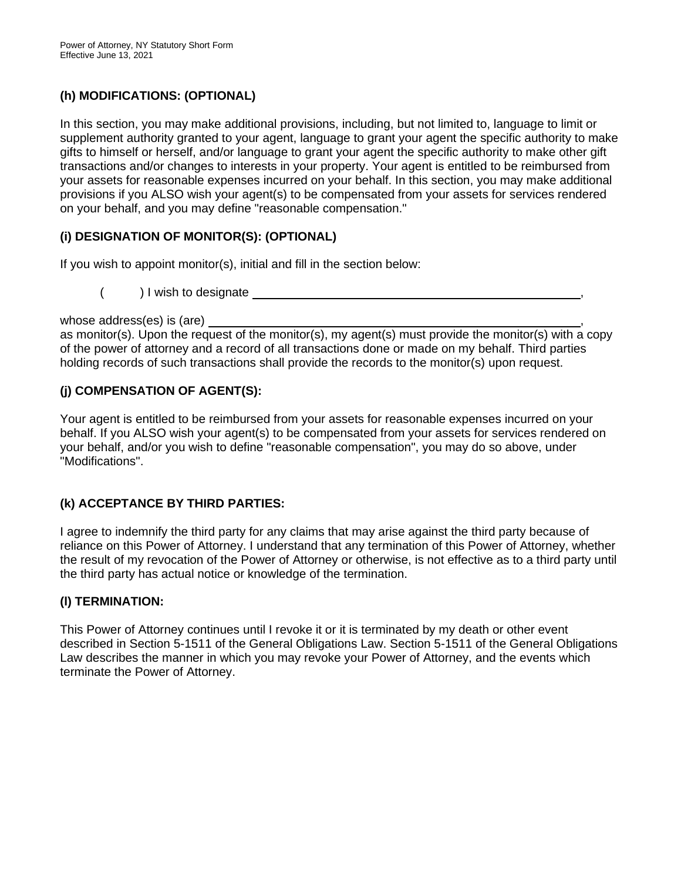### (h) MODIFICATIONS: (OPTIONAL)

In this section, you may make additional provisions, including, but not limited to, language to limit or supplement authority granted to your agent, language to grant your agent the specific authority to make gifts to himself or herself, and/or language to grant your agent the specific authority to make other gift transactions and/or changes to interests in your property. Your agent is entitled to be reimbursed from your assets for reasonable expenses incurred on your behalf. In this section, you may make additional provisions if you ALSO wish your agent(s) to be compensated from your assets for services rendered on your behalf, and you may define "reasonable compensation."

### (i) DESIGNATION OF MONITOR(S): (OPTIONAL)

If you wish to appoint monitor(s), initial and fill in the section below:

(        ) I wish to designate ______________________________________________________,

whose address(es) is (are) ______________________________________________________,
as monitor(s). Upon the request of the monitor(s), my agent(s) must provide the monitor(s) with a copy of the power of attorney and a record of all transactions done or made on my behalf. Third parties holding records of such transactions shall provide the records to the monitor(s) upon request.

### (j) COMPENSATION OF AGENT(S):

Your agent is entitled to be reimbursed from your assets for reasonable expenses incurred on your behalf. If you ALSO wish your agent(s) to be compensated from your assets for services rendered on your behalf, and/or you wish to define "reasonable compensation", you may do so above, under "Modifications".

### (k) ACCEPTANCE BY THIRD PARTIES:

I agree to indemnify the third party for any claims that may arise against the third party because of reliance on this Power of Attorney. I understand that any termination of this Power of Attorney, whether the result of my revocation of the Power of Attorney or otherwise, is not effective as to a third party until the third party has actual notice or knowledge of the termination.

### (l) TERMINATION:

This Power of Attorney continues until I revoke it or it is terminated by my death or other event described in Section 5-1511 of the General Obligations Law. Section 5-1511 of the General Obligations Law describes the manner in which you may revoke your Power of Attorney, and the events which terminate the Power of Attorney.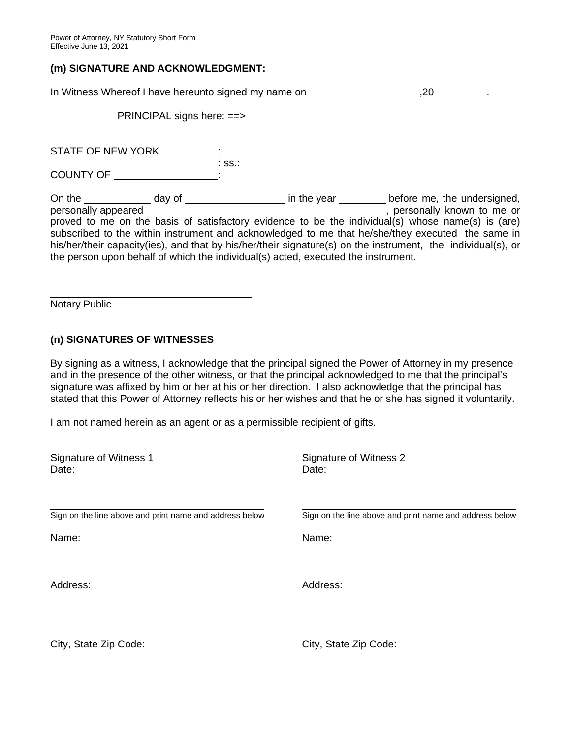**(m) SIGNATURE AND ACKNOWLEDGMENT:**

In Witness Whereof I have hereunto signed my name on ____________________,20__________.

PRINCIPAL signs here: ==> ____________________________________________

STATE OF NEW YORK :
: ss.:
COUNTY OF ____________________:

On the ____________ day of ___________________ in the year _________ before me, the undersigned, personally appeared ____________________________________________, personally known to me or proved to me on the basis of satisfactory evidence to be the individual(s) whose name(s) is (are) subscribed to the within instrument and acknowledged to me that he/she/they executed the same in his/her/their capacity(ies), and that by his/her/their signature(s) on the instrument, the individual(s), or the person upon behalf of which the individual(s) acted, executed the instrument.

____________________________________
Notary Public

**(n) SIGNATURES OF WITNESSES**

By signing as a witness, I acknowledge that the principal signed the Power of Attorney in my presence and in the presence of the other witness, or that the principal acknowledged to me that the principal's signature was affixed by him or her at his or her direction. I also acknowledge that the principal has stated that this Power of Attorney reflects his or her wishes and that he or she has signed it voluntarily.

I am not named herein as an agent or as a permissible recipient of gifts.

Signature of Witness 1
Date:

____________________________________________
Sign on the line above and print name and address below

Name:

Address:

City, State Zip Code:

Signature of Witness 2
Date:

____________________________________________
Sign on the line above and print name and address below

Name:

Address:

City, State Zip Code: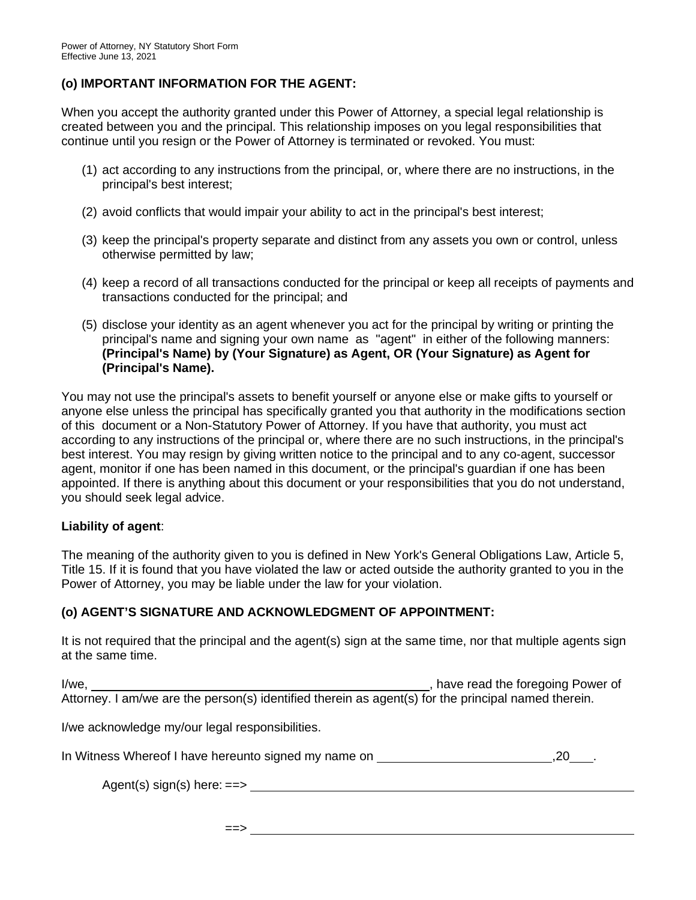### (o) IMPORTANT INFORMATION FOR THE AGENT:

When you accept the authority granted under this Power of Attorney, a special legal relationship is created between you and the principal. This relationship imposes on you legal responsibilities that continue until you resign or the Power of Attorney is terminated or revoked. You must:

(1) act according to any instructions from the principal, or, where there are no instructions, in the principal's best interest;

(2) avoid conflicts that would impair your ability to act in the principal's best interest;

(3) keep the principal's property separate and distinct from any assets you own or control, unless otherwise permitted by law;

(4) keep a record of all transactions conducted for the principal or keep all receipts of payments and transactions conducted for the principal; and

(5) disclose your identity as an agent whenever you act for the principal by writing or printing the principal's name and signing your own name as "agent" in either of the following manners: **(Principal's Name) by (Your Signature) as Agent, OR (Your Signature) as Agent for (Principal's Name).**

You may not use the principal's assets to benefit yourself or anyone else or make gifts to yourself or anyone else unless the principal has specifically granted you that authority in the modifications section of this document or a Non-Statutory Power of Attorney. If you have that authority, you must act according to any instructions of the principal or, where there are no such instructions, in the principal's best interest. You may resign by giving written notice to the principal and to any co-agent, successor agent, monitor if one has been named in this document, or the principal's guardian if one has been appointed. If there is anything about this document or your responsibilities that you do not understand, you should seek legal advice.

**Liability of agent**:

The meaning of the authority given to you is defined in New York's General Obligations Law, Article 5, Title 15. If it is found that you have violated the law or acted outside the authority granted to you in the Power of Attorney, you may be liable under the law for your violation.

### (o) AGENT'S SIGNATURE AND ACKNOWLEDGMENT OF APPOINTMENT:

It is not required that the principal and the agent(s) sign at the same time, nor that multiple agents sign at the same time.

I/we, ______________________________, have read the foregoing Power of Attorney. I am/we are the person(s) identified therein as agent(s) for the principal named therein.

I/we acknowledge my/our legal responsibilities.

In Witness Whereof I have hereunto signed my name on ____________________,20___.

Agent(s) sign(s) here: ==> ______________________________

==> ______________________________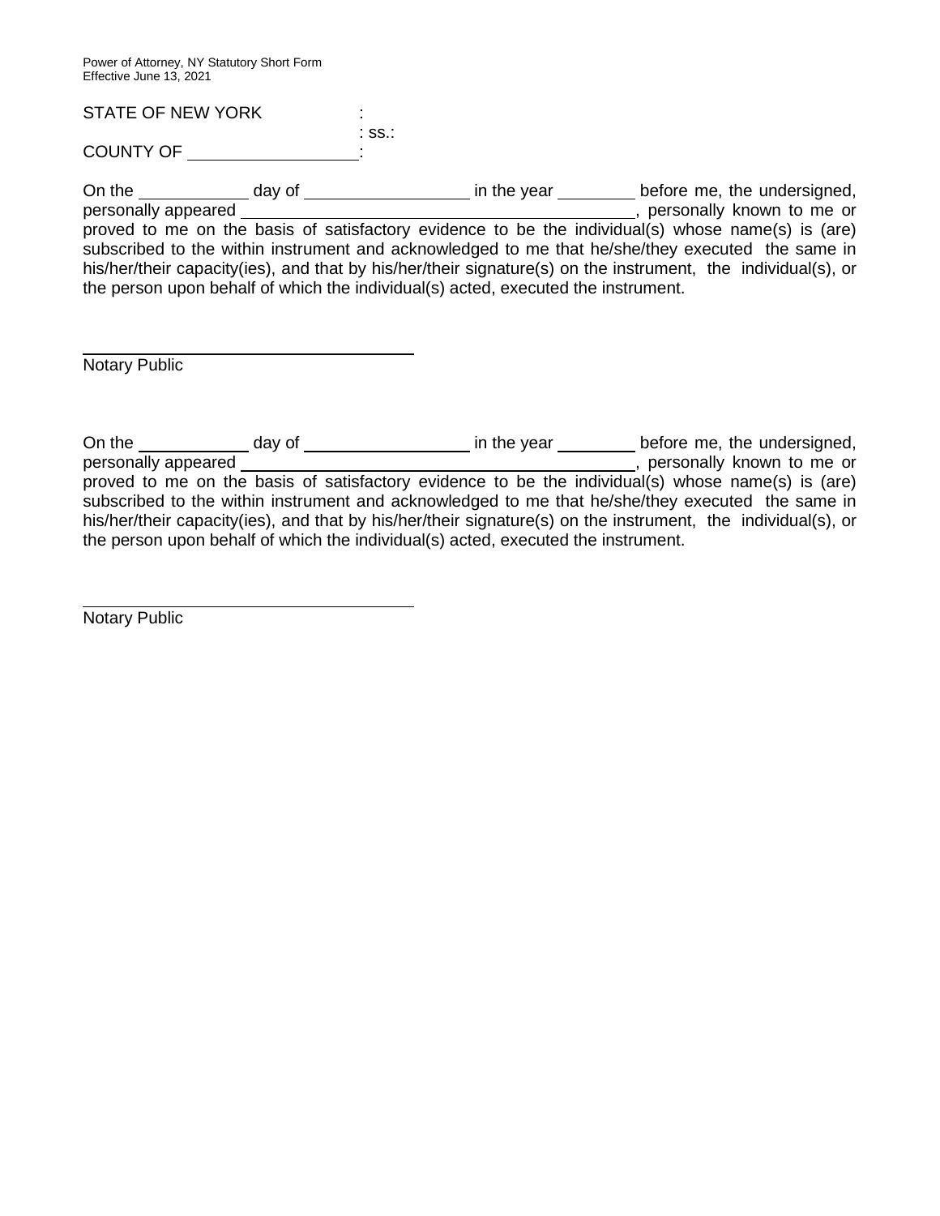STATE OF NEW YORK :
: ss.:
COUNTY OF ____________________:

On the ____________ day of __________________ in the year _________ before me, the undersigned, personally appeared ____________________________________________, personally known to me or proved to me on the basis of satisfactory evidence to be the individual(s) whose name(s) is (are) subscribed to the within instrument and acknowledged to me that he/she/they executed the same in his/her/their capacity(ies), and that by his/her/their signature(s) on the instrument, the individual(s), or the person upon behalf of which the individual(s) acted, executed the instrument.

____________________________________
Notary Public

On the ____________ day of __________________ in the year _________ before me, the undersigned, personally appeared ____________________________________________, personally known to me or proved to me on the basis of satisfactory evidence to be the individual(s) whose name(s) is (are) subscribed to the within instrument and acknowledged to me that he/she/they executed the same in his/her/their capacity(ies), and that by his/her/their signature(s) on the instrument, the individual(s), or the person upon behalf of which the individual(s) acted, executed the instrument.

____________________________________
Notary Public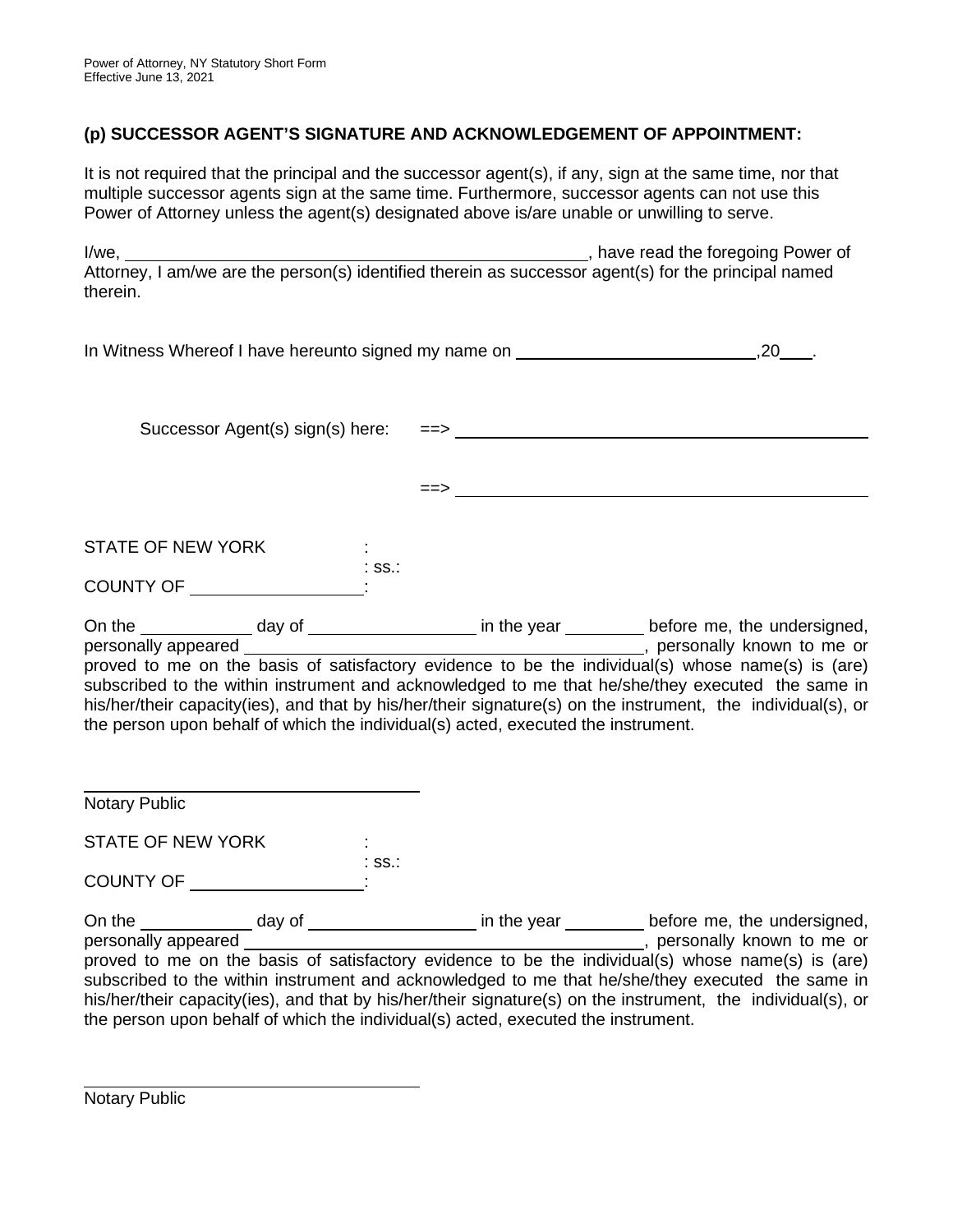## (p) SUCCESSOR AGENT'S SIGNATURE AND ACKNOWLEDGEMENT OF APPOINTMENT:

It is not required that the principal and the successor agent(s), if any, sign at the same time, nor that multiple successor agents sign at the same time. Furthermore, successor agents can not use this Power of Attorney unless the agent(s) designated above is/are unable or unwilling to serve.

I/we, ____________________________________________, have read the foregoing Power of Attorney, I am/we are the person(s) identified therein as successor agent(s) for the principal named therein.

In Witness Whereof I have hereunto signed my name on ________________________,20___.

Successor Agent(s) sign(s) here: ==> ________________________________________

==> ________________________________________

STATE OF NEW YORK :
: ss.:
COUNTY OF ________________:

On the __________ day of ________________ in the year ________ before me, the undersigned, personally appeared ______________________________________, personally known to me or proved to me on the basis of satisfactory evidence to be the individual(s) whose name(s) is (are) subscribed to the within instrument and acknowledged to me that he/she/they executed the same in his/her/their capacity(ies), and that by his/her/their signature(s) on the instrument, the individual(s), or the person upon behalf of which the individual(s) acted, executed the instrument.

________________________________
Notary Public

STATE OF NEW YORK :
: ss.:
COUNTY OF ________________:

On the __________ day of ________________ in the year ________ before me, the undersigned, personally appeared ______________________________________, personally known to me or proved to me on the basis of satisfactory evidence to be the individual(s) whose name(s) is (are) subscribed to the within instrument and acknowledged to me that he/she/they executed the same in his/her/their capacity(ies), and that by his/her/their signature(s) on the instrument, the individual(s), or the person upon behalf of which the individual(s) acted, executed the instrument.

________________________________
Notary Public